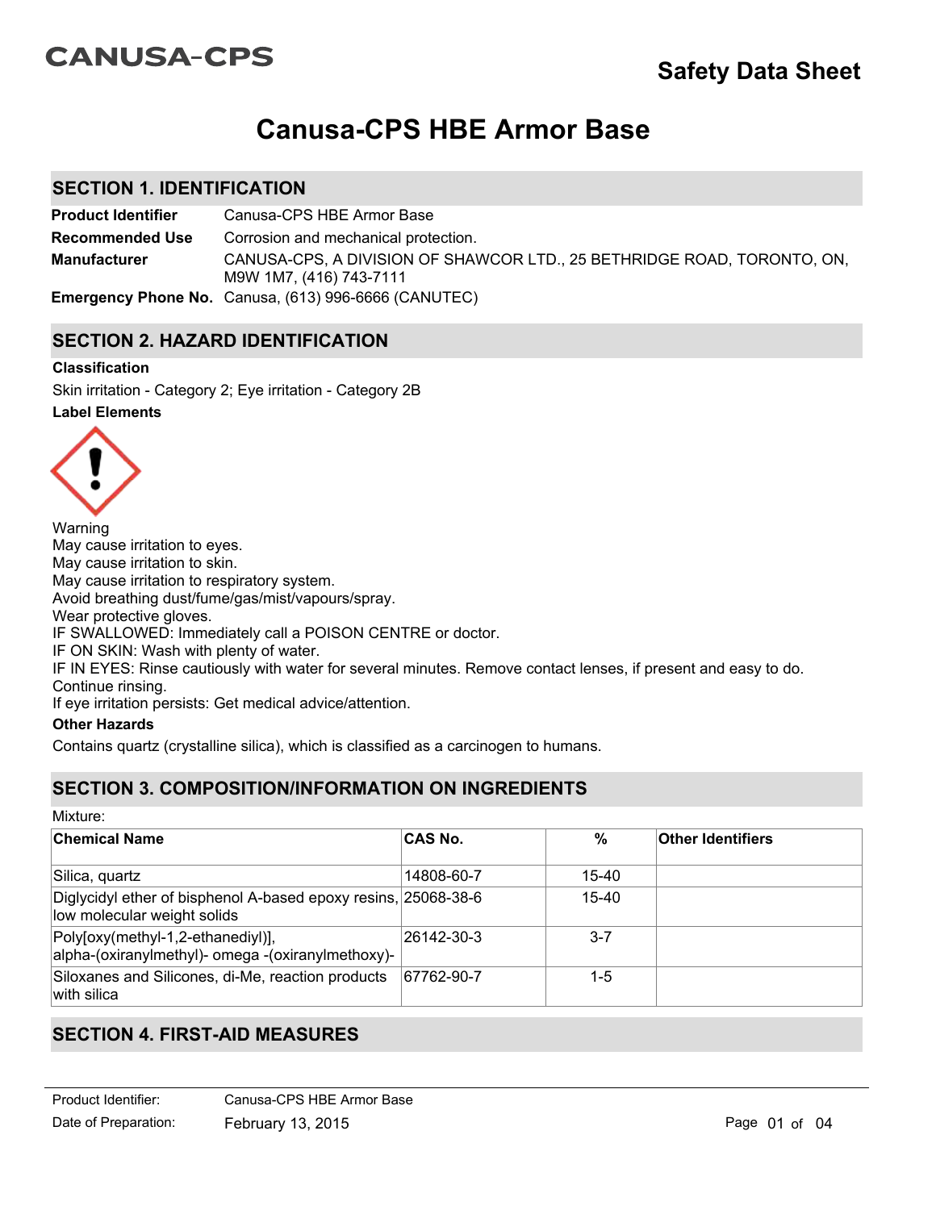CANUSA-CPS

Safety Data Sheet

# Canusa-CPS HBE Armor Base

## SECTION 1. IDENTIFICATION

**Product Identifier** Canusa-CPS HBE Armor Base

**Recommended Use** Corrosion and mechanical protection.

**Manufacturer** CANUSA-CPS, A DIVISION OF SHAWCOR LTD., 25 BETHRIDGE ROAD, TORONTO, ON, M9W 1M7, (416) 743-7111

**Emergency Phone No.** Canusa, (613) 996-6666 (CANUTEC)

## SECTION 2. HAZARD IDENTIFICATION

**Classification**

Skin irritation - Category 2; Eye irritation - Category 2B

**Label Elements**

Warning
May cause irritation to eyes.
May cause irritation to skin.
May cause irritation to respiratory system.
Avoid breathing dust/fume/gas/mist/vapours/spray.
Wear protective gloves.
IF SWALLOWED: Immediately call a POISON CENTRE or doctor.
IF ON SKIN: Wash with plenty of water.
IF IN EYES: Rinse cautiously with water for several minutes. Remove contact lenses, if present and easy to do. Continue rinsing.
If eye irritation persists: Get medical advice/attention.

**Other Hazards**

Contains quartz (crystalline silica), which is classified as a carcinogen to humans.

## SECTION 3. COMPOSITION/INFORMATION ON INGREDIENTS

Mixture:

| Chemical Name | CAS No. | % | Other Identifiers |
|---|---|---|---|
| Silica, quartz | 14808-60-7 | 15-40 | |
| Diglycidyl ether of bisphenol A-based epoxy resins, low molecular weight solids | 25068-38-6 | 15-40 | |
| Poly[oxy(methyl-1,2-ethanediyl)], alpha-(oxiranylmethyl)- omega -(oxiranylmethoxy)- | 26142-30-3 | 3-7 | |
| Siloxanes and Silicones, di-Me, reaction products with silica | 67762-90-7 | 1-5 | |

## SECTION 4. FIRST-AID MEASURES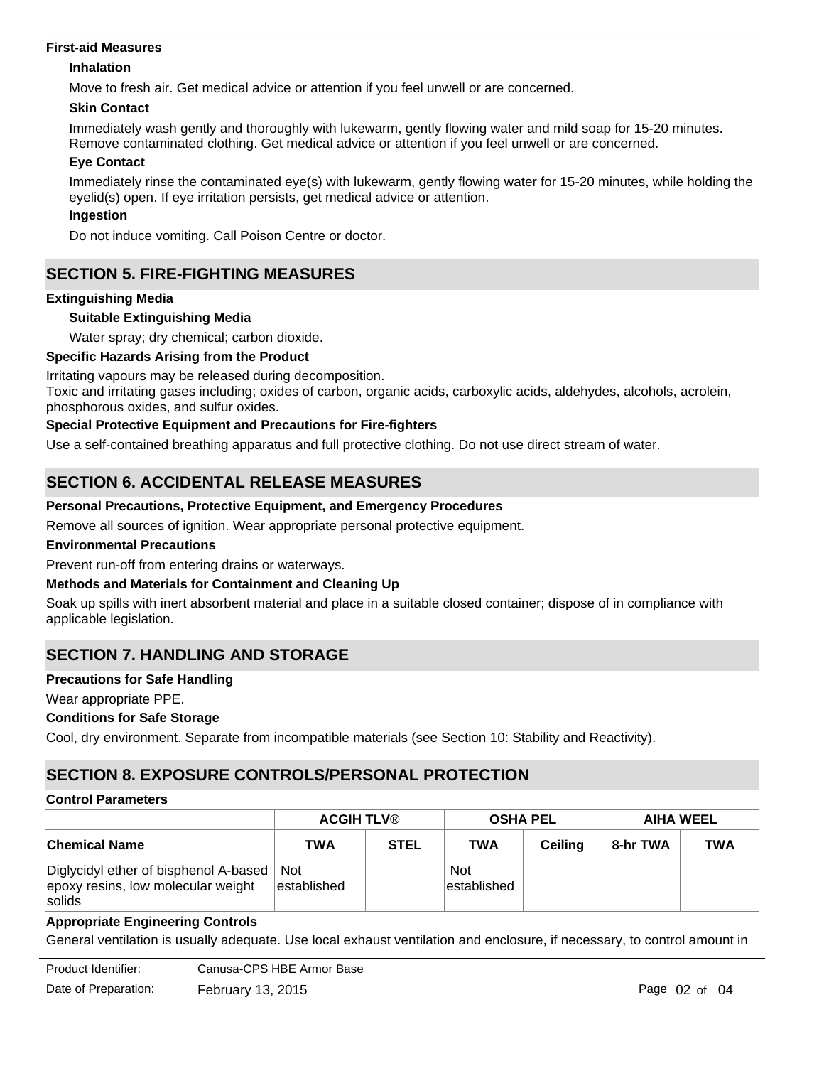**First-aid Measures**

**Inhalation**

Move to fresh air. Get medical advice or attention if you feel unwell or are concerned.

**Skin Contact**

Immediately wash gently and thoroughly with lukewarm, gently flowing water and mild soap for 15-20 minutes. Remove contaminated clothing. Get medical advice or attention if you feel unwell or are concerned.

**Eye Contact**

Immediately rinse the contaminated eye(s) with lukewarm, gently flowing water for 15-20 minutes, while holding the eyelid(s) open. If eye irritation persists, get medical advice or attention.

**Ingestion**

Do not induce vomiting. Call Poison Centre or doctor.

## SECTION 5. FIRE-FIGHTING MEASURES

**Extinguishing Media**

**Suitable Extinguishing Media**

Water spray; dry chemical; carbon dioxide.

**Specific Hazards Arising from the Product**

Irritating vapours may be released during decomposition.
Toxic and irritating gases including; oxides of carbon, organic acids, carboxylic acids, aldehydes, alcohols, acrolein, phosphorous oxides, and sulfur oxides.

**Special Protective Equipment and Precautions for Fire-fighters**

Use a self-contained breathing apparatus and full protective clothing. Do not use direct stream of water.

## SECTION 6. ACCIDENTAL RELEASE MEASURES

**Personal Precautions, Protective Equipment, and Emergency Procedures**

Remove all sources of ignition. Wear appropriate personal protective equipment.

**Environmental Precautions**

Prevent run-off from entering drains or waterways.

**Methods and Materials for Containment and Cleaning Up**

Soak up spills with inert absorbent material and place in a suitable closed container; dispose of in compliance with applicable legislation.

## SECTION 7. HANDLING AND STORAGE

**Precautions for Safe Handling**

Wear appropriate PPE.

**Conditions for Safe Storage**

Cool, dry environment. Separate from incompatible materials (see Section 10: Stability and Reactivity).

## SECTION 8. EXPOSURE CONTROLS/PERSONAL PROTECTION

**Control Parameters**

| | ACGIH TLV® | | OSHA PEL | | AIHA WEEL | |
|---|---|---|---|---|---|---|
| **Chemical Name** | **TWA** | **STEL** | **TWA** | **Ceiling** | **8-hr TWA** | **TWA** |
| Diglycidyl ether of bisphenol A-based epoxy resins, low molecular weight solids | Not established | | Not established | | | |

**Appropriate Engineering Controls**

General ventilation is usually adequate. Use local exhaust ventilation and enclosure, if necessary, to control amount in

Product Identifier: Canusa-CPS HBE Armor Base

Date of Preparation: February 13, 2015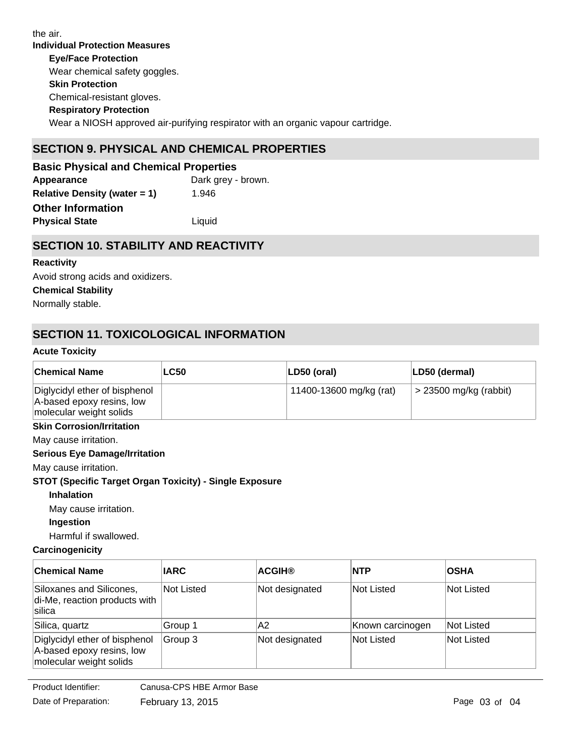the air.

**Individual Protection Measures**

**Eye/Face Protection**

Wear chemical safety goggles.

**Skin Protection**

Chemical-resistant gloves.

**Respiratory Protection**

Wear a NIOSH approved air-purifying respirator with an organic vapour cartridge.

## SECTION 9. PHYSICAL AND CHEMICAL PROPERTIES

### Basic Physical and Chemical Properties

**Appearance** Dark grey - brown.

**Relative Density (water = 1)** 1.946

### Other Information

**Physical State** Liquid

## SECTION 10. STABILITY AND REACTIVITY

**Reactivity**

Avoid strong acids and oxidizers.

**Chemical Stability**

Normally stable.

## SECTION 11. TOXICOLOGICAL INFORMATION

**Acute Toxicity**

| Chemical Name | LC50 | LD50 (oral) | LD50 (dermal) |
|---|---|---|---|
| Diglycidyl ether of bisphenol A-based epoxy resins, low molecular weight solids | | 11400-13600 mg/kg (rat) | > 23500 mg/kg (rabbit) |

**Skin Corrosion/Irritation**

May cause irritation.

**Serious Eye Damage/Irritation**

May cause irritation.

**STOT (Specific Target Organ Toxicity) - Single Exposure**

**Inhalation**

May cause irritation.

**Ingestion**

Harmful if swallowed.

**Carcinogenicity**

| Chemical Name | IARC | ACGIH® | NTP | OSHA |
|---|---|---|---|---|
| Siloxanes and Silicones, di-Me, reaction products with silica | Not Listed | Not designated | Not Listed | Not Listed |
| Silica, quartz | Group 1 | A2 | Known carcinogen | Not Listed |
| Diglycidyl ether of bisphenol A-based epoxy resins, low molecular weight solids | Group 3 | Not designated | Not Listed | Not Listed |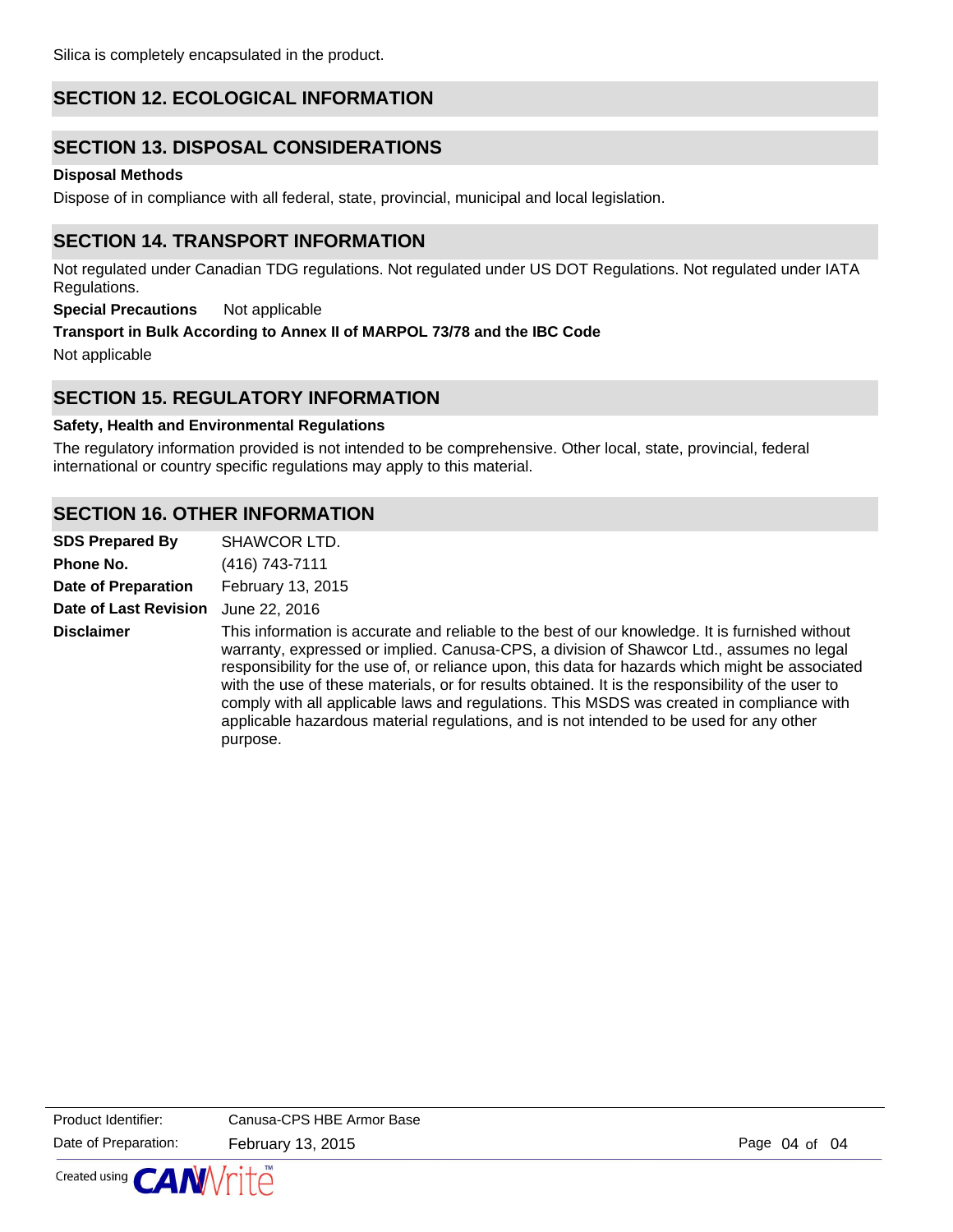Silica is completely encapsulated in the product.

## SECTION 12. ECOLOGICAL INFORMATION

## SECTION 13. DISPOSAL CONSIDERATIONS

**Disposal Methods**

Dispose of in compliance with all federal, state, provincial, municipal and local legislation.

## SECTION 14. TRANSPORT INFORMATION

Not regulated under Canadian TDG regulations. Not regulated under US DOT Regulations. Not regulated under IATA Regulations.

**Special Precautions** Not applicable

**Transport in Bulk According to Annex II of MARPOL 73/78 and the IBC Code**

Not applicable

## SECTION 15. REGULATORY INFORMATION

**Safety, Health and Environmental Regulations**

The regulatory information provided is not intended to be comprehensive. Other local, state, provincial, federal international or country specific regulations may apply to this material.

## SECTION 16. OTHER INFORMATION

| | |
|---|---|
| **SDS Prepared By** | SHAWCOR LTD. |
| **Phone No.** | (416) 743-7111 |
| **Date of Preparation** | February 13, 2015 |
| **Date of Last Revision** | June 22, 2016 |
| **Disclaimer** | This information is accurate and reliable to the best of our knowledge. It is furnished without warranty, expressed or implied. Canusa-CPS, a division of Shawcor Ltd., assumes no legal responsibility for the use of, or reliance upon, this data for hazards which might be associated with the use of these materials, or for results obtained. It is the responsibility of the user to comply with all applicable laws and regulations. This MSDS was created in compliance with applicable hazardous material regulations, and is not intended to be used for any other purpose. |